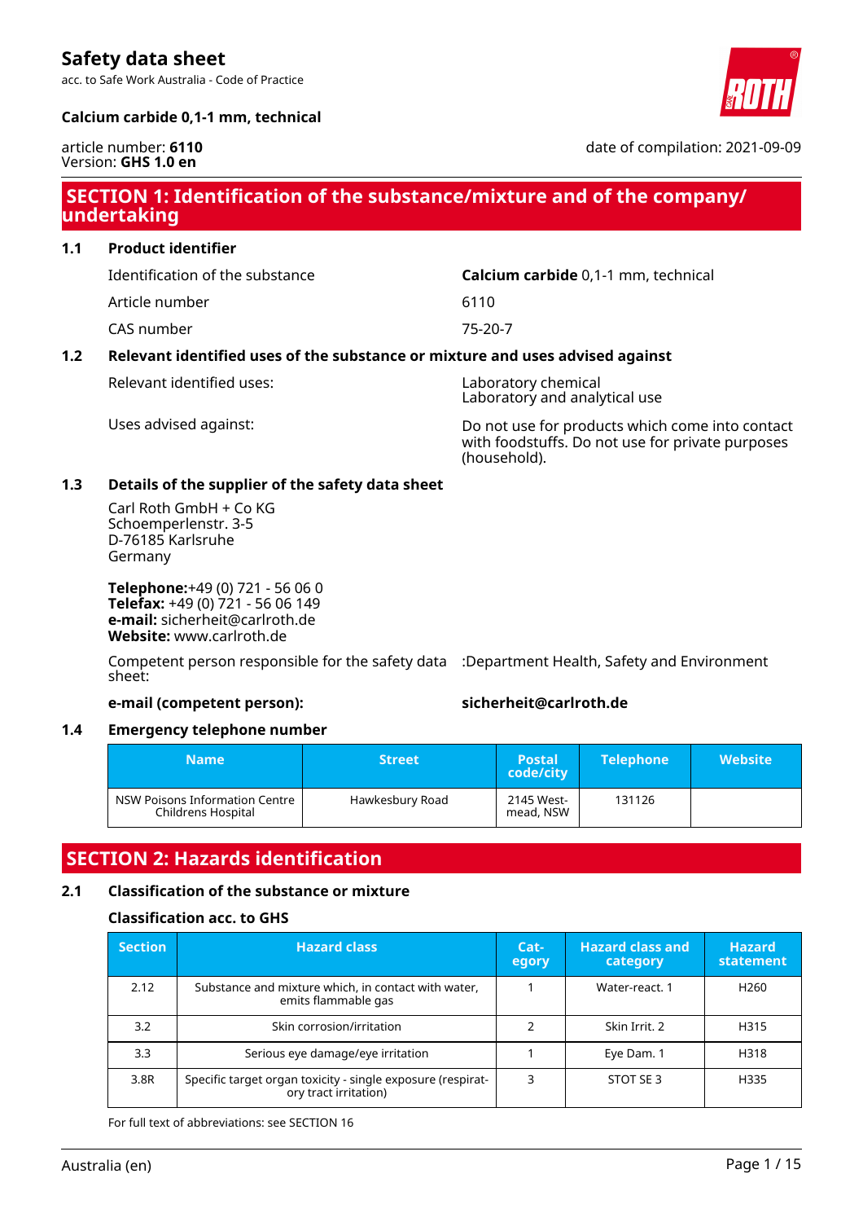# Safety data sheet

acc. to Safe Work Australia - Code of Practice

**Calcium carbide 0,1-1 mm, technical**

article number: **6110**
Version: **GHS 1.0 en**

date of compilation: 2021-09-09

## SECTION 1: Identification of the substance/mixture and of the company/undertaking

### 1.1 Product identifier

| | |
|---|---|
| Identification of the substance | **Calcium carbide** 0,1-1 mm, technical |
| Article number | 6110 |
| CAS number | 75-20-7 |

### 1.2 Relevant identified uses of the substance or mixture and uses advised against

| | |
|---|---|
| Relevant identified uses: | Laboratory chemical<br>Laboratory and analytical use |
| Uses advised against: | Do not use for products which come into contact with foodstuffs. Do not use for private purposes (household). |

### 1.3 Details of the supplier of the safety data sheet

Carl Roth GmbH + Co KG
Schoemperlenstr. 3-5
D-76185 Karlsruhe
Germany

**Telephone:**+49 (0) 721 - 56 06 0
**Telefax:** +49 (0) 721 - 56 06 149
**e-mail:** sicherheit@carlroth.de
**Website:** www.carlroth.de

Competent person responsible for the safety data sheet: :Department Health, Safety and Environment

**e-mail (competent person):** **sicherheit@carlroth.de**

### 1.4 Emergency telephone number

| Name | Street | Postal code/city | Telephone | Website |
|---|---|---|---|---|
| NSW Poisons Information Centre Childrens Hospital | Hawkesbury Road | 2145 Westmead, NSW | 131126 | |

## SECTION 2: Hazards identification

### 2.1 Classification of the substance or mixture

**Classification acc. to GHS**

| Section | Hazard class | Category | Hazard class and category | Hazard statement |
|---|---|---|---|---|
| 2.12 | Substance and mixture which, in contact with water, emits flammable gas | 1 | Water-react. 1 | H260 |
| 3.2 | Skin corrosion/irritation | 2 | Skin Irrit. 2 | H315 |
| 3.3 | Serious eye damage/eye irritation | 1 | Eye Dam. 1 | H318 |
| 3.8R | Specific target organ toxicity - single exposure (respiratory tract irritation) | 3 | STOT SE 3 | H335 |

For full text of abbreviations: see SECTION 16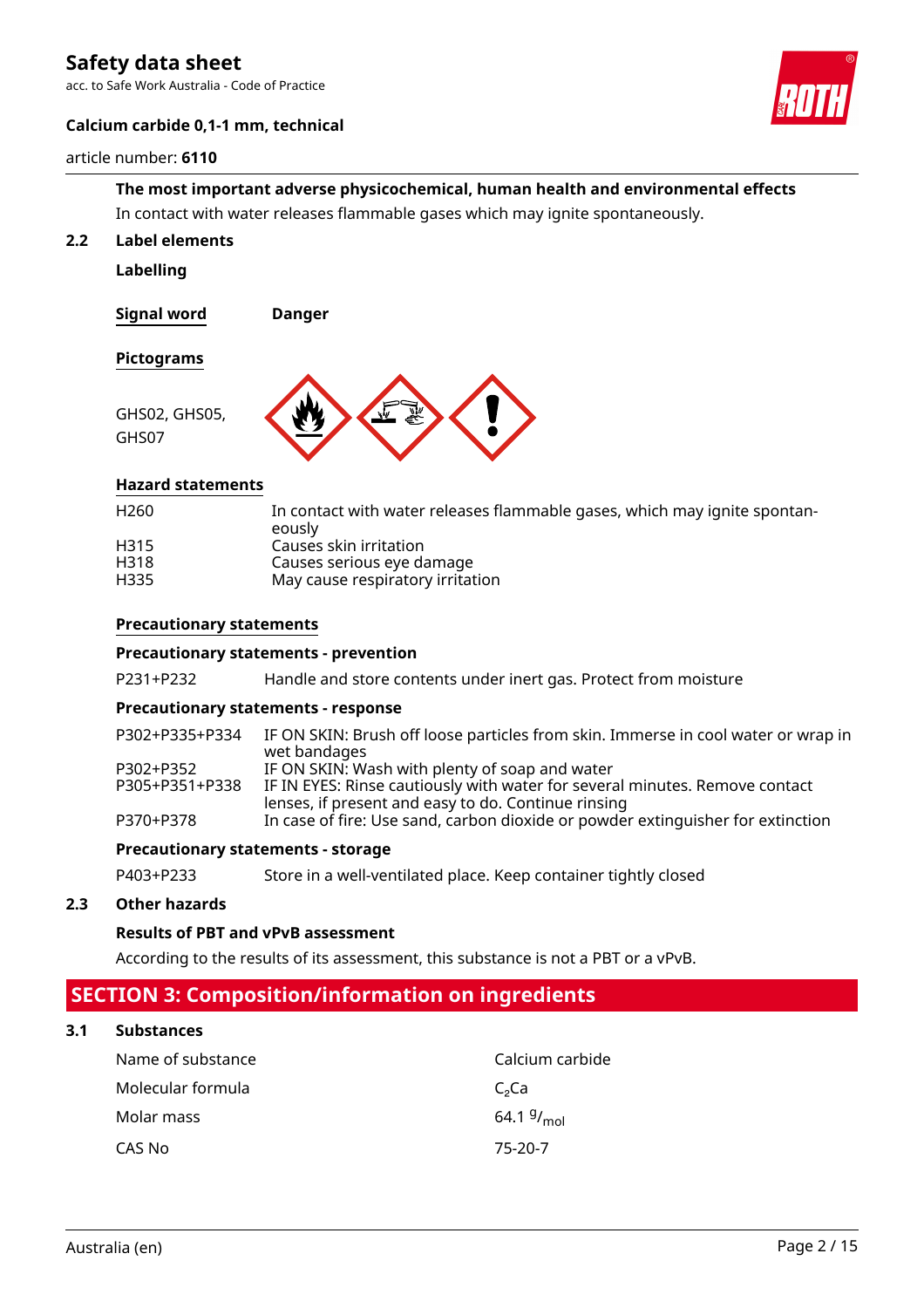**The most important adverse physicochemical, human health and environmental effects**

In contact with water releases flammable gases which may ignite spontaneously.

### 2.2 Label elements

**Labelling**

| **Signal word** | **Danger** |
|---|---|

**Pictograms**

GHS02, GHS05, GHS07

**Hazard statements**

| | |
|---|---|
| H260 | In contact with water releases flammable gases, which may ignite spontaneously |
| H315 | Causes skin irritation |
| H318 | Causes serious eye damage |
| H335 | May cause respiratory irritation |

**Precautionary statements**

**Precautionary statements - prevention**

| | |
|---|---|
| P231+P232 | Handle and store contents under inert gas. Protect from moisture |

**Precautionary statements - response**

| | |
|---|---|
| P302+P335+P334 | IF ON SKIN: Brush off loose particles from skin. Immerse in cool water or wrap in wet bandages |
| P302+P352 | IF ON SKIN: Wash with plenty of soap and water |
| P305+P351+P338 | IF IN EYES: Rinse cautiously with water for several minutes. Remove contact lenses, if present and easy to do. Continue rinsing |
| P370+P378 | In case of fire: Use sand, carbon dioxide or powder extinguisher for extinction |

**Precautionary statements - storage**

| | |
|---|---|
| P403+P233 | Store in a well-ventilated place. Keep container tightly closed |

### 2.3 Other hazards

**Results of PBT and vPvB assessment**

According to the results of its assessment, this substance is not a PBT or a vPvB.

## SECTION 3: Composition/information on ingredients

### 3.1 Substances

| | |
|---|---|
| Name of substance | Calcium carbide |
| Molecular formula | $C_2Ca$ |
| Molar mass | 64.1 $^{g}/_{mol}$ |
| CAS No | 75-20-7 |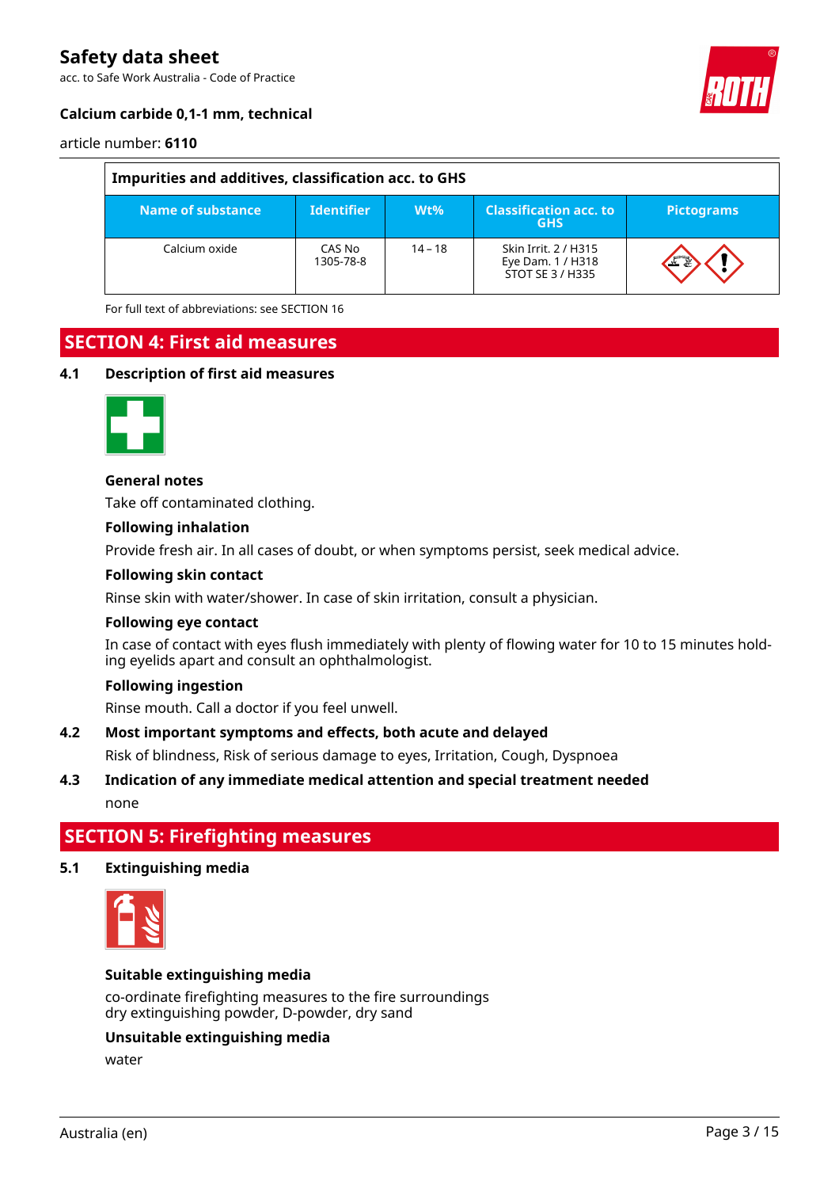| Impurities and additives, classification acc. to GHS | | | | |
|---|---|---|---|---|
| **Name of substance** | **Identifier** | **Wt%** | **Classification acc. to GHS** | **Pictograms** |
| Calcium oxide | CAS No 1305-78-8 | 14 – 18 | Skin Irrit. 2 / H315<br>Eye Dam. 1 / H318<br>STOT SE 3 / H335 | |

For full text of abbreviations: see SECTION 16

## SECTION 4: First aid measures

### 4.1 Description of first aid measures

**General notes**

Take off contaminated clothing.

**Following inhalation**

Provide fresh air. In all cases of doubt, or when symptoms persist, seek medical advice.

**Following skin contact**

Rinse skin with water/shower. In case of skin irritation, consult a physician.

**Following eye contact**

In case of contact with eyes flush immediately with plenty of flowing water for 10 to 15 minutes holding eyelids apart and consult an ophthalmologist.

**Following ingestion**

Rinse mouth. Call a doctor if you feel unwell.

### 4.2 Most important symptoms and effects, both acute and delayed

Risk of blindness, Risk of serious damage to eyes, Irritation, Cough, Dyspnoea

### 4.3 Indication of any immediate medical attention and special treatment needed

none

## SECTION 5: Firefighting measures

### 5.1 Extinguishing media

**Suitable extinguishing media**

co-ordinate firefighting measures to the fire surroundings
dry extinguishing powder, D-powder, dry sand

**Unsuitable extinguishing media**

water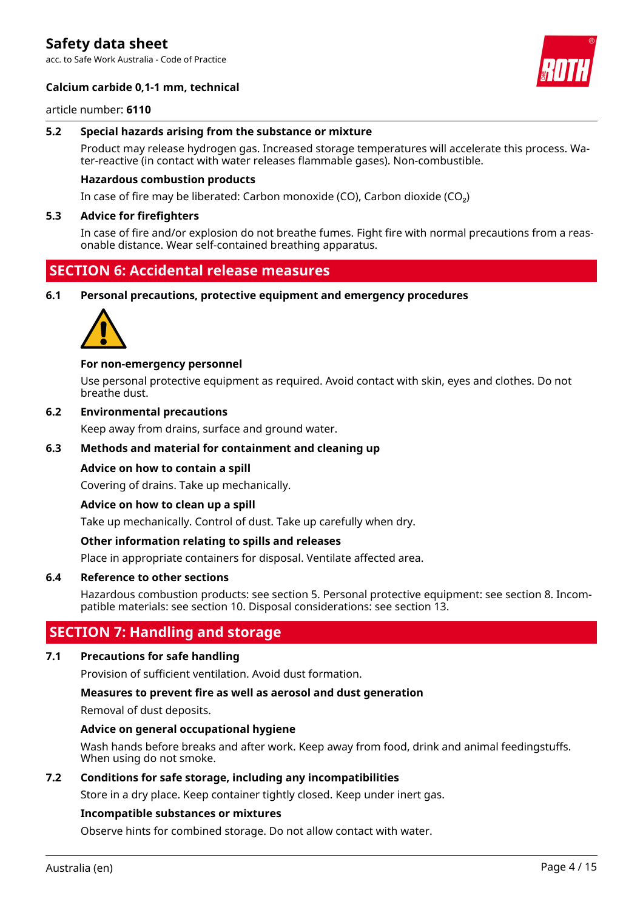### 5.2 Special hazards arising from the substance or mixture

Product may release hydrogen gas. Increased storage temperatures will accelerate this process. Water-reactive (in contact with water releases flammable gases). Non-combustible.

**Hazardous combustion products**

In case of fire may be liberated: Carbon monoxide (CO), Carbon dioxide ($CO_2$)

### 5.3 Advice for firefighters

In case of fire and/or explosion do not breathe fumes. Fight fire with normal precautions from a reasonable distance. Wear self-contained breathing apparatus.

## SECTION 6: Accidental release measures

### 6.1 Personal precautions, protective equipment and emergency procedures

**For non-emergency personnel**

Use personal protective equipment as required. Avoid contact with skin, eyes and clothes. Do not breathe dust.

### 6.2 Environmental precautions

Keep away from drains, surface and ground water.

### 6.3 Methods and material for containment and cleaning up

**Advice on how to contain a spill**

Covering of drains. Take up mechanically.

**Advice on how to clean up a spill**

Take up mechanically. Control of dust. Take up carefully when dry.

**Other information relating to spills and releases**

Place in appropriate containers for disposal. Ventilate affected area.

### 6.4 Reference to other sections

Hazardous combustion products: see section 5. Personal protective equipment: see section 8. Incompatible materials: see section 10. Disposal considerations: see section 13.

## SECTION 7: Handling and storage

### 7.1 Precautions for safe handling

Provision of sufficient ventilation. Avoid dust formation.

**Measures to prevent fire as well as aerosol and dust generation**

Removal of dust deposits.

**Advice on general occupational hygiene**

Wash hands before breaks and after work. Keep away from food, drink and animal feedingstuffs. When using do not smoke.

### 7.2 Conditions for safe storage, including any incompatibilities

Store in a dry place. Keep container tightly closed. Keep under inert gas.

**Incompatible substances or mixtures**

Observe hints for combined storage. Do not allow contact with water.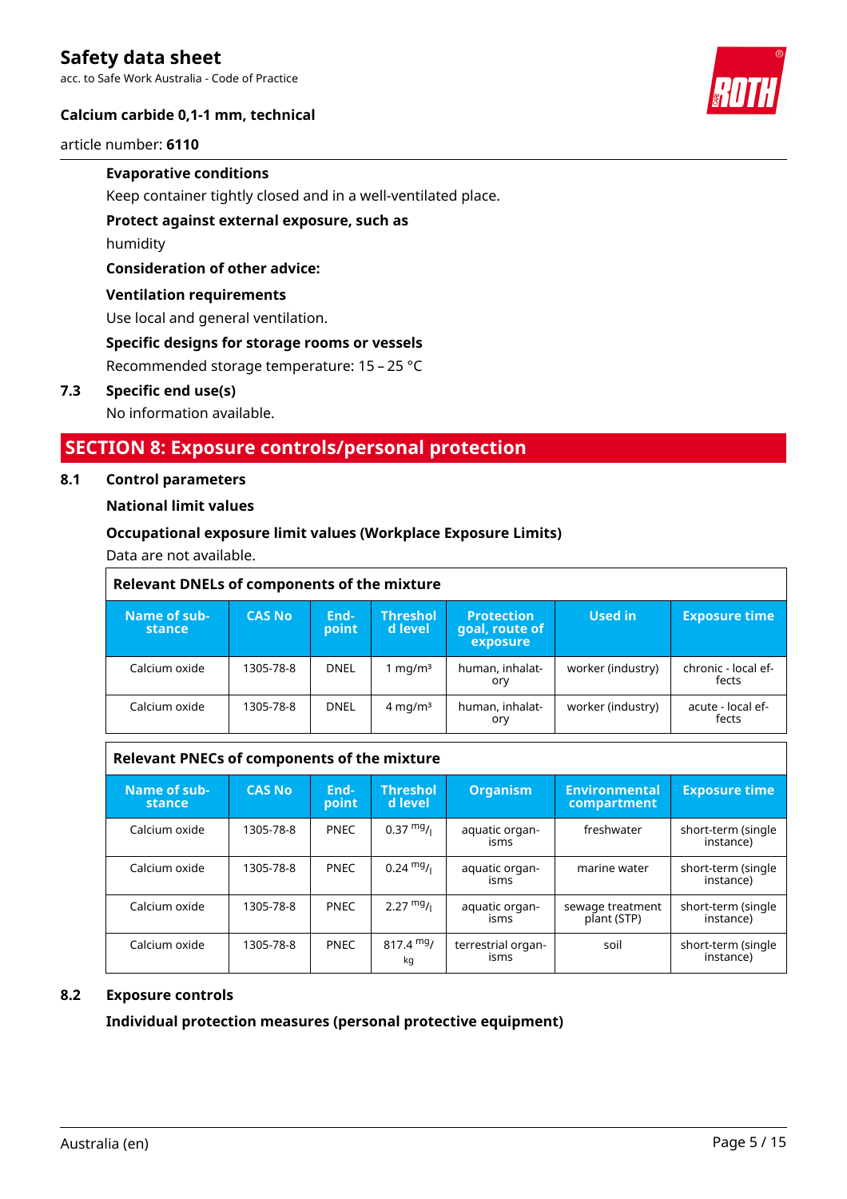**Evaporative conditions**

Keep container tightly closed and in a well-ventilated place.

**Protect against external exposure, such as**

humidity

**Consideration of other advice:**

**Ventilation requirements**

Use local and general ventilation.

**Specific designs for storage rooms or vessels**

Recommended storage temperature: 15 – 25 °C

### 7.3 Specific end use(s)

No information available.

## SECTION 8: Exposure controls/personal protection

### 8.1 Control parameters

**National limit values**

**Occupational exposure limit values (Workplace Exposure Limits)**

Data are not available.

**Relevant DNELs of components of the mixture**

| Name of substance | CAS No | Endpoint | Threshold level | Protection goal, route of exposure | Used in | Exposure time |
|---|---|---|---|---|---|---|
| Calcium oxide | 1305-78-8 | DNEL | 1 mg/m³ | human, inhalatory | worker (industry) | chronic - local effects |
| Calcium oxide | 1305-78-8 | DNEL | 4 mg/m³ | human, inhalatory | worker (industry) | acute - local effects |

**Relevant PNECs of components of the mixture**

| Name of substance | CAS No | Endpoint | Threshold level | Organism | Environmental compartment | Exposure time |
|---|---|---|---|---|---|---|
| Calcium oxide | 1305-78-8 | PNEC | 0.37 mg/l | aquatic organisms | freshwater | short-term (single instance) |
| Calcium oxide | 1305-78-8 | PNEC | 0.24 mg/l | aquatic organisms | marine water | short-term (single instance) |
| Calcium oxide | 1305-78-8 | PNEC | 2.27 mg/l | aquatic organisms | sewage treatment plant (STP) | short-term (single instance) |
| Calcium oxide | 1305-78-8 | PNEC | 817.4 mg/kg | terrestrial organisms | soil | short-term (single instance) |

### 8.2 Exposure controls

**Individual protection measures (personal protective equipment)**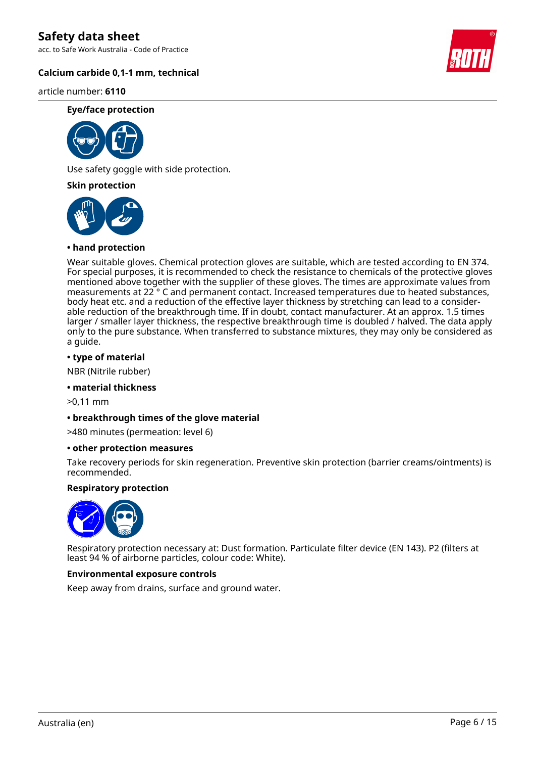### Eye/face protection

Use safety goggle with side protection.

### Skin protection

**• hand protection**

Wear suitable gloves. Chemical protection gloves are suitable, which are tested according to EN 374. For special purposes, it is recommended to check the resistance to chemicals of the protective gloves mentioned above together with the supplier of these gloves. The times are approximate values from measurements at 22 ° C and permanent contact. Increased temperatures due to heated substances, body heat etc. and a reduction of the effective layer thickness by stretching can lead to a considerable reduction of the breakthrough time. If in doubt, contact manufacturer. At an approx. 1.5 times larger / smaller layer thickness, the respective breakthrough time is doubled / halved. The data apply only to the pure substance. When transferred to substance mixtures, they may only be considered as a guide.

**• type of material**

NBR (Nitrile rubber)

**• material thickness**

>0,11 mm

**• breakthrough times of the glove material**

>480 minutes (permeation: level 6)

**• other protection measures**

Take recovery periods for skin regeneration. Preventive skin protection (barrier creams/ointments) is recommended.

### Respiratory protection

Respiratory protection necessary at: Dust formation. Particulate filter device (EN 143). P2 (filters at least 94 % of airborne particles, colour code: White).

### Environmental exposure controls

Keep away from drains, surface and ground water.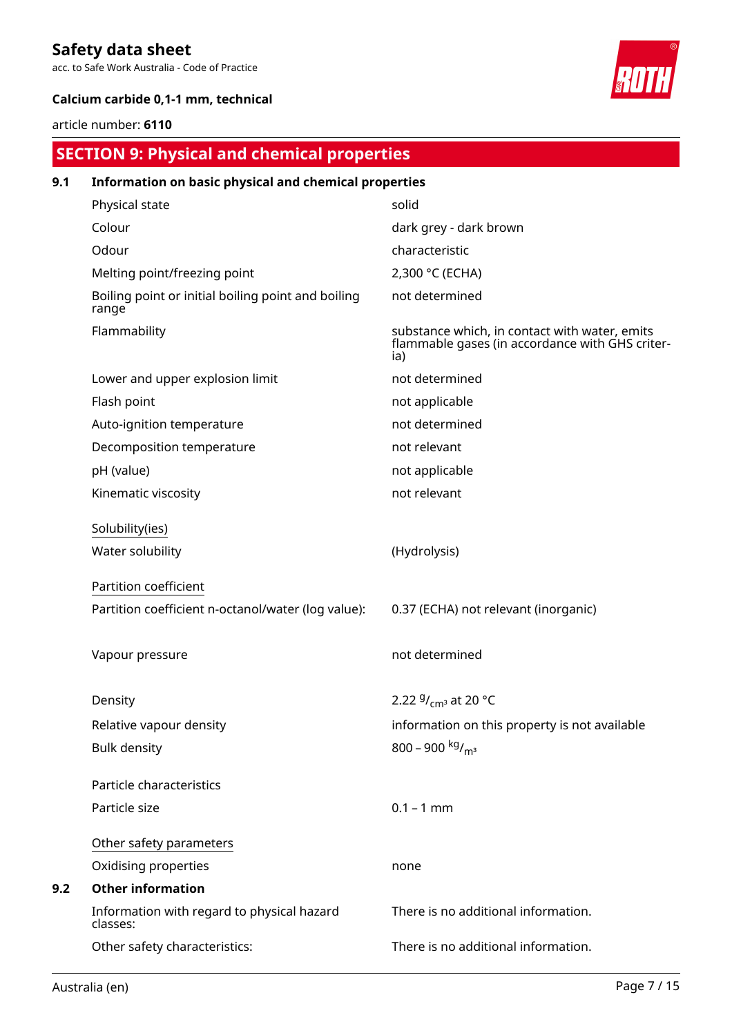## SECTION 9: Physical and chemical properties

### 9.1 Information on basic physical and chemical properties

| | |
|---|---|
| Physical state | solid |
| Colour | dark grey - dark brown |
| Odour | characteristic |
| Melting point/freezing point | 2,300 °C (ECHA) |
| Boiling point or initial boiling point and boiling range | not determined |
| Flammability | substance which, in contact with water, emits flammable gases (in accordance with GHS criteria) |
| Lower and upper explosion limit | not determined |
| Flash point | not applicable |
| Auto-ignition temperature | not determined |
| Decomposition temperature | not relevant |
| pH (value) | not applicable |
| Kinematic viscosity | not relevant |

Solubility(ies)

| | |
|---|---|
| Water solubility | (Hydrolysis) |

Partition coefficient

| | |
|---|---|
| Partition coefficient n-octanol/water (log value): | 0.37 (ECHA) not relevant (inorganic) |
| Vapour pressure | not determined |
| Density | 2.22 $^{g}/_{cm^3}$ at 20 °C |
| Relative vapour density | information on this property is not available |
| Bulk density | 800 – 900 $^{kg}/_{m^3}$ |

Particle characteristics

| | |
|---|---|
| Particle size | 0.1 – 1 mm |

Other safety parameters

| | |
|---|---|
| Oxidising properties | none |

### 9.2 Other information

| | |
|---|---|
| Information with regard to physical hazard classes: | There is no additional information. |
| Other safety characteristics: | There is no additional information. |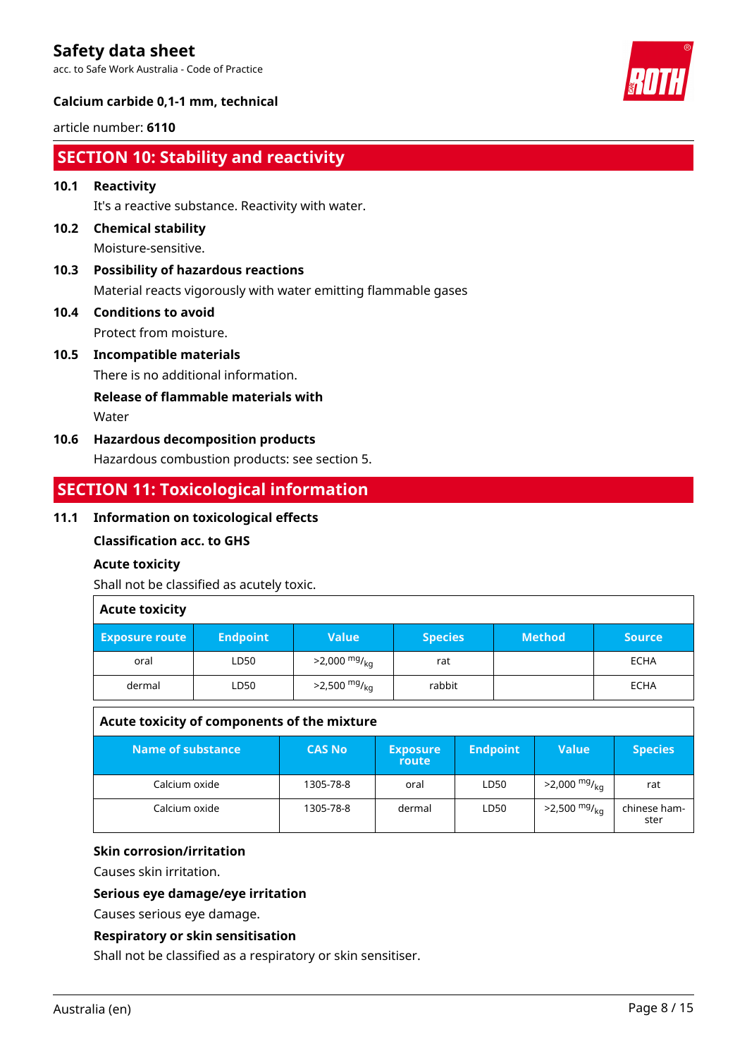# Safety data sheet

acc. to Safe Work Australia - Code of Practice

**Calcium carbide 0,1-1 mm, technical**

article number: **6110**

## SECTION 10: Stability and reactivity

**10.1 Reactivity**

It's a reactive substance. Reactivity with water.

**10.2 Chemical stability**

Moisture-sensitive.

**10.3 Possibility of hazardous reactions**

Material reacts vigorously with water emitting flammable gases

**10.4 Conditions to avoid**

Protect from moisture.

**10.5 Incompatible materials**

There is no additional information.

**Release of flammable materials with**

Water

**10.6 Hazardous decomposition products**

Hazardous combustion products: see section 5.

## SECTION 11: Toxicological information

**11.1 Information on toxicological effects**

**Classification acc. to GHS**

**Acute toxicity**

Shall not be classified as acutely toxic.

**Acute toxicity**

| Exposure route | Endpoint | Value | Species | Method | Source |
|---|---|---|---|---|---|
| oral | LD50 | >2,000 $^{mg}/_{kg}$ | rat | | ECHA |
| dermal | LD50 | >2,500 $^{mg}/_{kg}$ | rabbit | | ECHA |

**Acute toxicity of components of the mixture**

| Name of substance | CAS No | Exposure route | Endpoint | Value | Species |
|---|---|---|---|---|---|
| Calcium oxide | 1305-78-8 | oral | LD50 | >2,000 $^{mg}/_{kg}$ | rat |
| Calcium oxide | 1305-78-8 | dermal | LD50 | >2,500 $^{mg}/_{kg}$ | chinese hamster |

**Skin corrosion/irritation**

Causes skin irritation.

**Serious eye damage/eye irritation**

Causes serious eye damage.

**Respiratory or skin sensitisation**

Shall not be classified as a respiratory or skin sensitiser.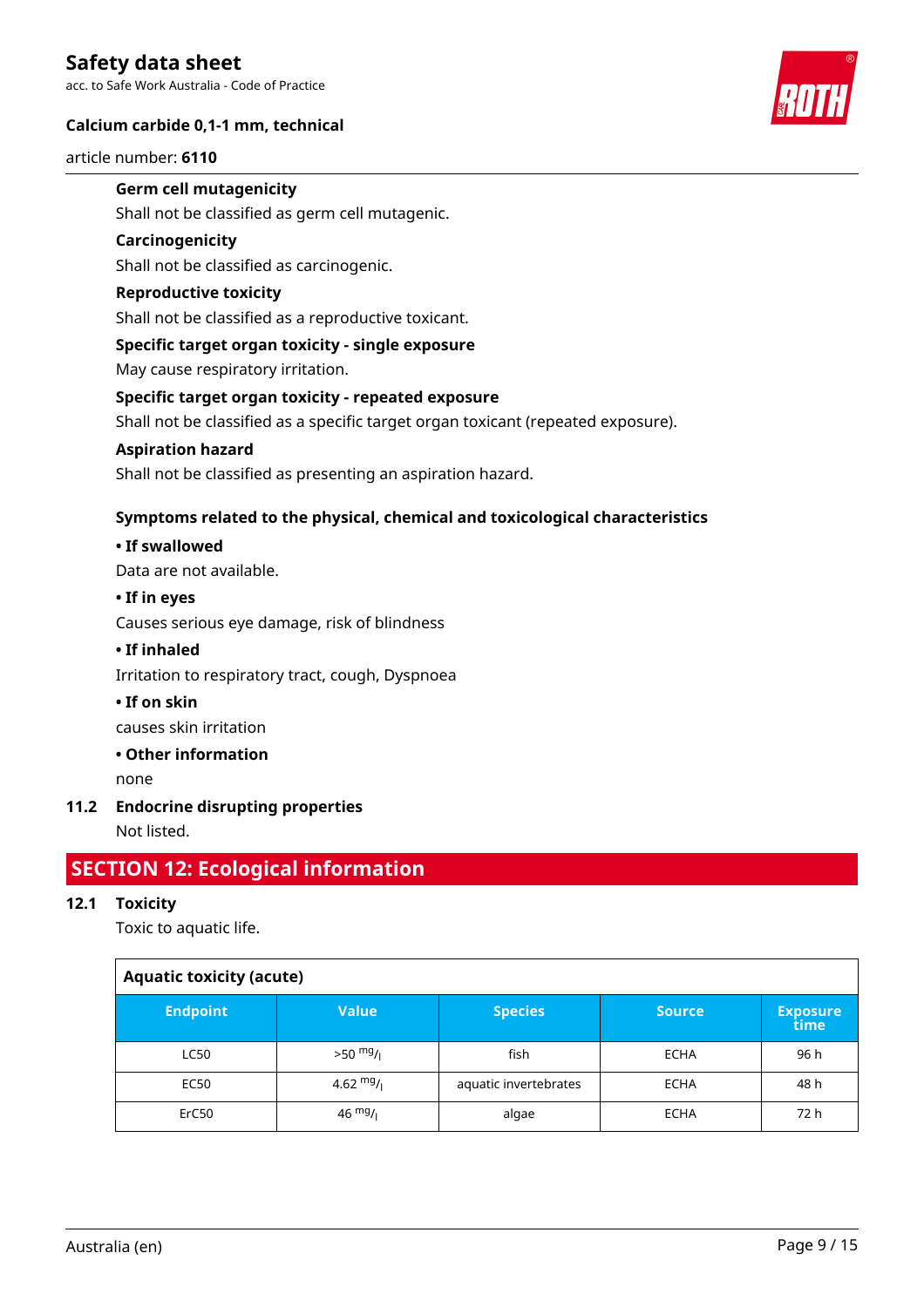**Germ cell mutagenicity**

Shall not be classified as germ cell mutagenic.

**Carcinogenicity**

Shall not be classified as carcinogenic.

**Reproductive toxicity**

Shall not be classified as a reproductive toxicant.

**Specific target organ toxicity - single exposure**

May cause respiratory irritation.

**Specific target organ toxicity - repeated exposure**

Shall not be classified as a specific target organ toxicant (repeated exposure).

**Aspiration hazard**

Shall not be classified as presenting an aspiration hazard.

**Symptoms related to the physical, chemical and toxicological characteristics**

**• If swallowed**

Data are not available.

**• If in eyes**

Causes serious eye damage, risk of blindness

**• If inhaled**

Irritation to respiratory tract, cough, Dyspnoea

**• If on skin**

causes skin irritation

**• Other information**

none

### 11.2 Endocrine disrupting properties

Not listed.

## SECTION 12: Ecological information

### 12.1 Toxicity

Toxic to aquatic life.

**Aquatic toxicity (acute)**

| Endpoint | Value | Species | Source | Exposure time |
|---|---|---|---|---|
| LC50 | >50 $^{mg}/_{l}$ | fish | ECHA | 96 h |
| EC50 | 4.62 $^{mg}/_{l}$ | aquatic invertebrates | ECHA | 48 h |
| ErC50 | 46 $^{mg}/_{l}$ | algae | ECHA | 72 h |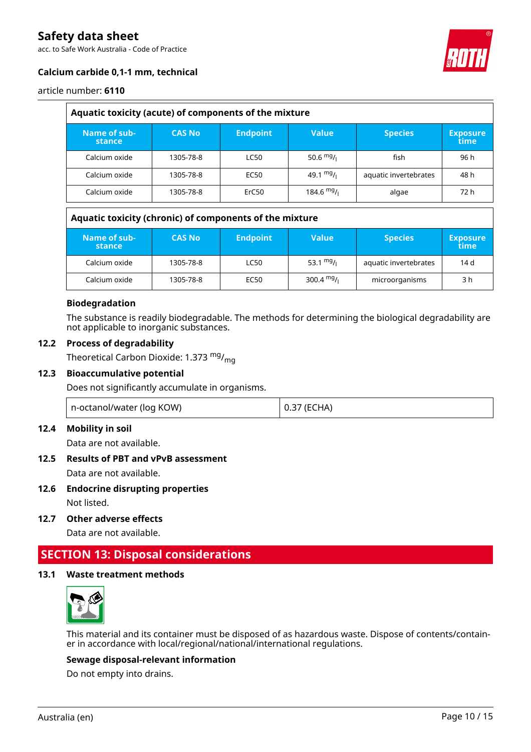### Aquatic toxicity (acute) of components of the mixture

| Name of substance | CAS No | Endpoint | Value | Species | Exposure time |
|---|---|---|---|---|---|
| Calcium oxide | 1305-78-8 | LC50 | 50.6 $^{mg}/_{l}$ | fish | 96 h |
| Calcium oxide | 1305-78-8 | EC50 | 49.1 $^{mg}/_{l}$ | aquatic invertebrates | 48 h |
| Calcium oxide | 1305-78-8 | ErC50 | 184.6 $^{mg}/_{l}$ | algae | 72 h |

### Aquatic toxicity (chronic) of components of the mixture

| Name of substance | CAS No | Endpoint | Value | Species | Exposure time |
|---|---|---|---|---|---|
| Calcium oxide | 1305-78-8 | LC50 | 53.1 $^{mg}/_{l}$ | aquatic invertebrates | 14 d |
| Calcium oxide | 1305-78-8 | EC50 | 300.4 $^{mg}/_{l}$ | microorganisms | 3 h |

**Biodegradation**

The substance is readily biodegradable. The methods for determining the biological degradability are not applicable to inorganic substances.

### 12.2 Process of degradability

Theoretical Carbon Dioxide: 1.373 $^{mg}/_{mg}$

### 12.3 Bioaccumulative potential

Does not significantly accumulate in organisms.

| n-octanol/water (log KOW) | 0.37 (ECHA) |
|---|---|

### 12.4 Mobility in soil

Data are not available.

### 12.5 Results of PBT and vPvB assessment

Data are not available.

### 12.6 Endocrine disrupting properties

Not listed.

### 12.7 Other adverse effects

Data are not available.

## SECTION 13: Disposal considerations

### 13.1 Waste treatment methods

This material and its container must be disposed of as hazardous waste. Dispose of contents/container in accordance with local/regional/national/international regulations.

**Sewage disposal-relevant information**

Do not empty into drains.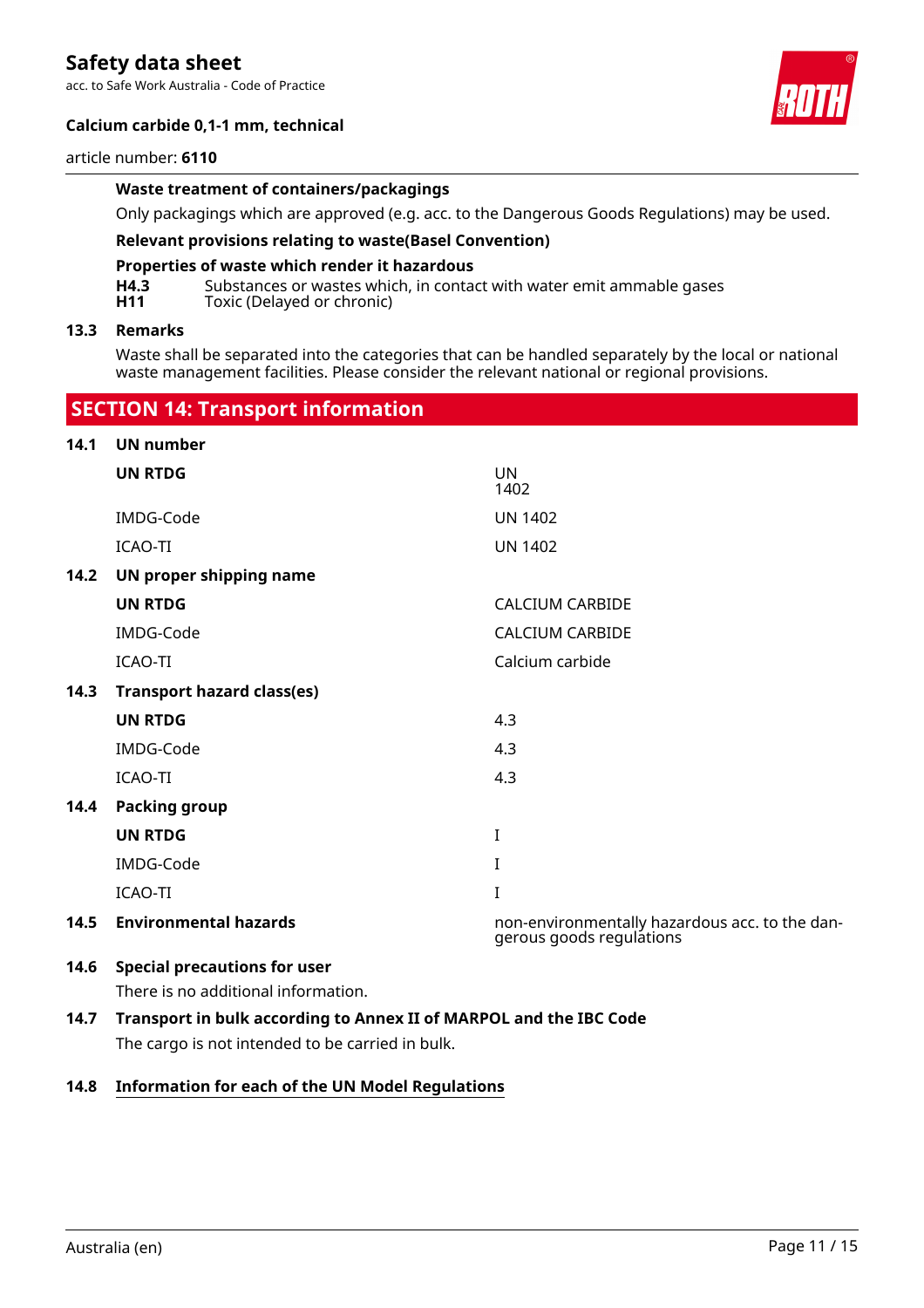**Waste treatment of containers/packagings**

Only packagings which are approved (e.g. acc. to the Dangerous Goods Regulations) may be used.

**Relevant provisions relating to waste(Basel Convention)**

**Properties of waste which render it hazardous**

| | |
|---|---|
| **H4.3** | Substances or wastes which, in contact with water emit ammable gases |
| **H11** | Toxic (Delayed or chronic) |

### 13.3 Remarks

Waste shall be separated into the categories that can be handled separately by the local or national waste management facilities. Please consider the relevant national or regional provisions.

## SECTION 14: Transport information

### 14.1 UN number

| | |
|---|---|
| **UN RTDG** | UN 1402 |
| IMDG-Code | UN 1402 |
| ICAO-TI | UN 1402 |

### 14.2 UN proper shipping name

| | |
|---|---|
| **UN RTDG** | CALCIUM CARBIDE |
| IMDG-Code | CALCIUM CARBIDE |
| ICAO-TI | Calcium carbide |

### 14.3 Transport hazard class(es)

| | |
|---|---|
| **UN RTDG** | 4.3 |
| IMDG-Code | 4.3 |
| ICAO-TI | 4.3 |

### 14.4 Packing group

| | |
|---|---|
| **UN RTDG** | I |
| IMDG-Code | I |
| ICAO-TI | I |

### 14.5 Environmental hazards

non-environmentally hazardous acc. to the dangerous goods regulations

### 14.6 Special precautions for user

There is no additional information.

### 14.7 Transport in bulk according to Annex II of MARPOL and the IBC Code

The cargo is not intended to be carried in bulk.

### 14.8 Information for each of the UN Model Regulations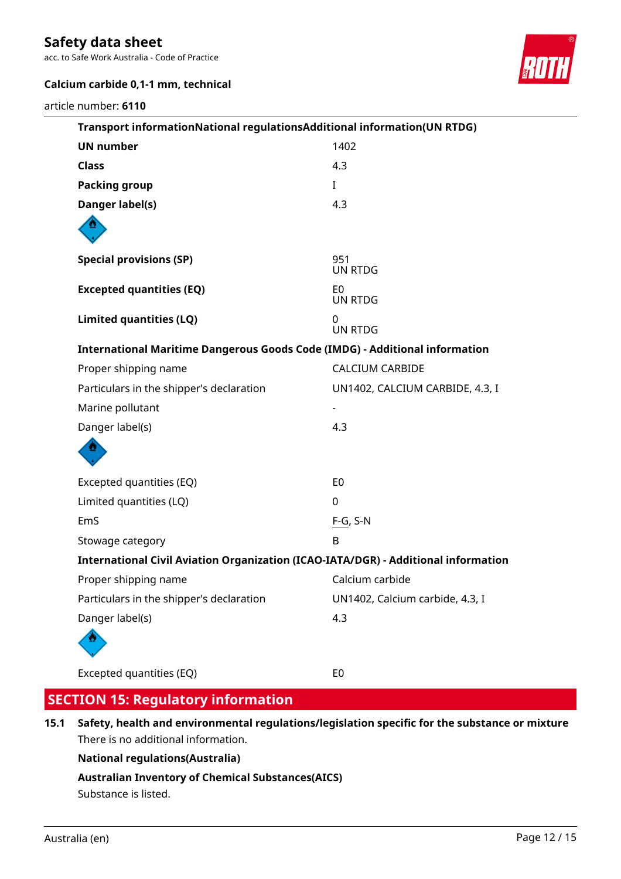**Transport informationNational regulationsAdditional information(UN RTDG)**

| | |
|---|---|
| **UN number** | 1402 |
| **Class** | 4.3 |
| **Packing group** | I |
| **Danger label(s)** | 4.3 |
| **Special provisions (SP)** | 951<br>UN RTDG |
| **Excepted quantities (EQ)** | E0<br>UN RTDG |
| **Limited quantities (LQ)** | 0<br>UN RTDG |

**International Maritime Dangerous Goods Code (IMDG) - Additional information**

| | |
|---|---|
| Proper shipping name | CALCIUM CARBIDE |
| Particulars in the shipper's declaration | UN1402, CALCIUM CARBIDE, 4.3, I |
| Marine pollutant | - |
| Danger label(s) | 4.3 |
| Excepted quantities (EQ) | E0 |
| Limited quantities (LQ) | 0 |
| EmS | F-G, S-N |
| Stowage category | B |

**International Civil Aviation Organization (ICAO-IATA/DGR) - Additional information**

| | |
|---|---|
| Proper shipping name | Calcium carbide |
| Particulars in the shipper's declaration | UN1402, Calcium carbide, 4.3, I |
| Danger label(s) | 4.3 |
| Excepted quantities (EQ) | E0 |

## SECTION 15: Regulatory information

**15.1 Safety, health and environmental regulations/legislation specific for the substance or mixture**

There is no additional information.

**National regulations(Australia)**

**Australian Inventory of Chemical Substances(AICS)**

Substance is listed.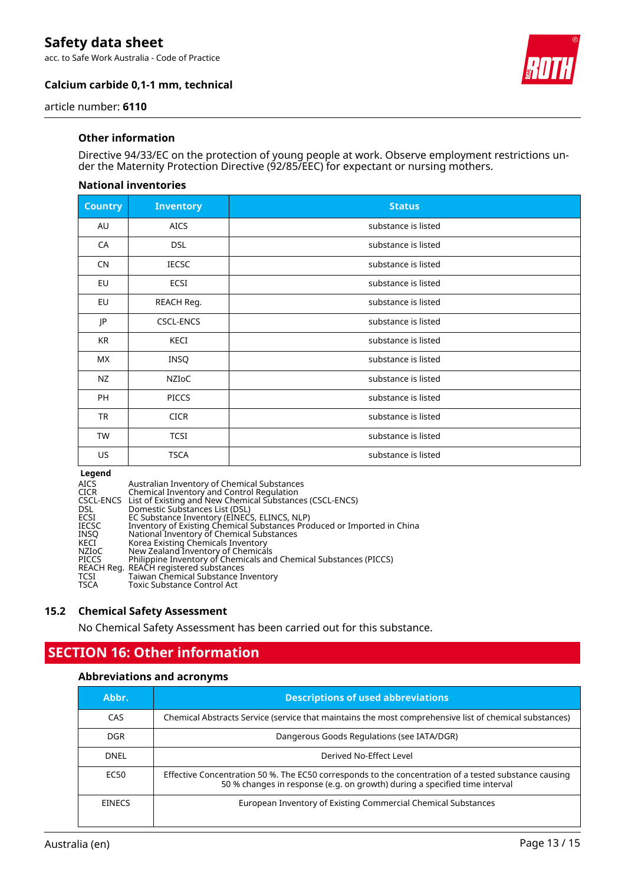### Other information

Directive 94/33/EC on the protection of young people at work. Observe employment restrictions under the Maternity Protection Directive (92/85/EEC) for expectant or nursing mothers.

#### National inventories

| Country | Inventory | Status |
|---|---|---|
| AU | AICS | substance is listed |
| CA | DSL | substance is listed |
| CN | IECSC | substance is listed |
| EU | ECSI | substance is listed |
| EU | REACH Reg. | substance is listed |
| JP | CSCL-ENCS | substance is listed |
| KR | KECI | substance is listed |
| MX | INSQ | substance is listed |
| NZ | NZIoC | substance is listed |
| PH | PICCS | substance is listed |
| TR | CICR | substance is listed |
| TW | TCSI | substance is listed |
| US | TSCA | substance is listed |

**Legend**

| | |
|---|---|
| AICS | Australian Inventory of Chemical Substances |
| CICR | Chemical Inventory and Control Regulation |
| CSCL-ENCS | List of Existing and New Chemical Substances (CSCL-ENCS) |
| DSL | Domestic Substances List (DSL) |
| ECSI | EC Substance Inventory (EINECS, ELINCS, NLP) |
| IECSC | Inventory of Existing Chemical Substances Produced or Imported in China |
| INSQ | National Inventory of Chemical Substances |
| KECI | Korea Existing Chemicals Inventory |
| NZIoC | New Zealand Inventory of Chemicals |
| PICCS | Philippine Inventory of Chemicals and Chemical Substances (PICCS) |
| REACH Reg. | REACH registered substances |
| TCSI | Taiwan Chemical Substance Inventory |
| TSCA | Toxic Substance Control Act |

### 15.2 Chemical Safety Assessment

No Chemical Safety Assessment has been carried out for this substance.

## SECTION 16: Other information

#### Abbreviations and acronyms

| Abbr. | Descriptions of used abbreviations |
|---|---|
| CAS | Chemical Abstracts Service (service that maintains the most comprehensive list of chemical substances) |
| DGR | Dangerous Goods Regulations (see IATA/DGR) |
| DNEL | Derived No-Effect Level |
| EC50 | Effective Concentration 50 %. The EC50 corresponds to the concentration of a tested substance causing 50 % changes in response (e.g. on growth) during a specified time interval |
| EINECS | European Inventory of Existing Commercial Chemical Substances |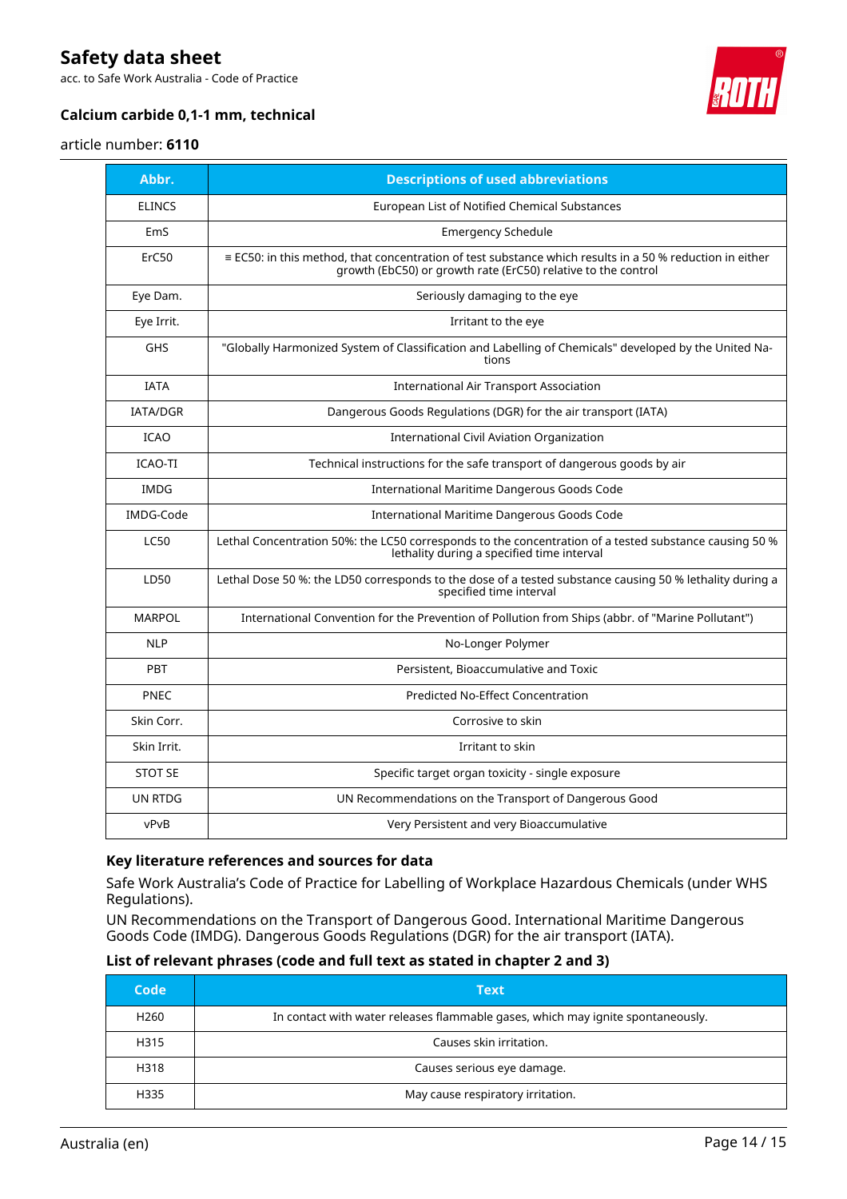| Abbr. | Descriptions of used abbreviations |
|---|---|
| ELINCS | European List of Notified Chemical Substances |
| EmS | Emergency Schedule |
| ErC50 | ≡ EC50: in this method, that concentration of test substance which results in a 50 % reduction in either growth (EbC50) or growth rate (ErC50) relative to the control |
| Eye Dam. | Seriously damaging to the eye |
| Eye Irrit. | Irritant to the eye |
| GHS | "Globally Harmonized System of Classification and Labelling of Chemicals" developed by the United Nations |
| IATA | International Air Transport Association |
| IATA/DGR | Dangerous Goods Regulations (DGR) for the air transport (IATA) |
| ICAO | International Civil Aviation Organization |
| ICAO-TI | Technical instructions for the safe transport of dangerous goods by air |
| IMDG | International Maritime Dangerous Goods Code |
| IMDG-Code | International Maritime Dangerous Goods Code |
| LC50 | Lethal Concentration 50%: the LC50 corresponds to the concentration of a tested substance causing 50 % lethality during a specified time interval |
| LD50 | Lethal Dose 50 %: the LD50 corresponds to the dose of a tested substance causing 50 % lethality during a specified time interval |
| MARPOL | International Convention for the Prevention of Pollution from Ships (abbr. of "Marine Pollutant") |
| NLP | No-Longer Polymer |
| PBT | Persistent, Bioaccumulative and Toxic |
| PNEC | Predicted No-Effect Concentration |
| Skin Corr. | Corrosive to skin |
| Skin Irrit. | Irritant to skin |
| STOT SE | Specific target organ toxicity - single exposure |
| UN RTDG | UN Recommendations on the Transport of Dangerous Good |
| vPvB | Very Persistent and very Bioaccumulative |

### Key literature references and sources for data

Safe Work Australia's Code of Practice for Labelling of Workplace Hazardous Chemicals (under WHS Regulations).

UN Recommendations on the Transport of Dangerous Good. International Maritime Dangerous Goods Code (IMDG). Dangerous Goods Regulations (DGR) for the air transport (IATA).

### List of relevant phrases (code and full text as stated in chapter 2 and 3)

| Code | Text |
|---|---|
| H260 | In contact with water releases flammable gases, which may ignite spontaneously. |
| H315 | Causes skin irritation. |
| H318 | Causes serious eye damage. |
| H335 | May cause respiratory irritation. |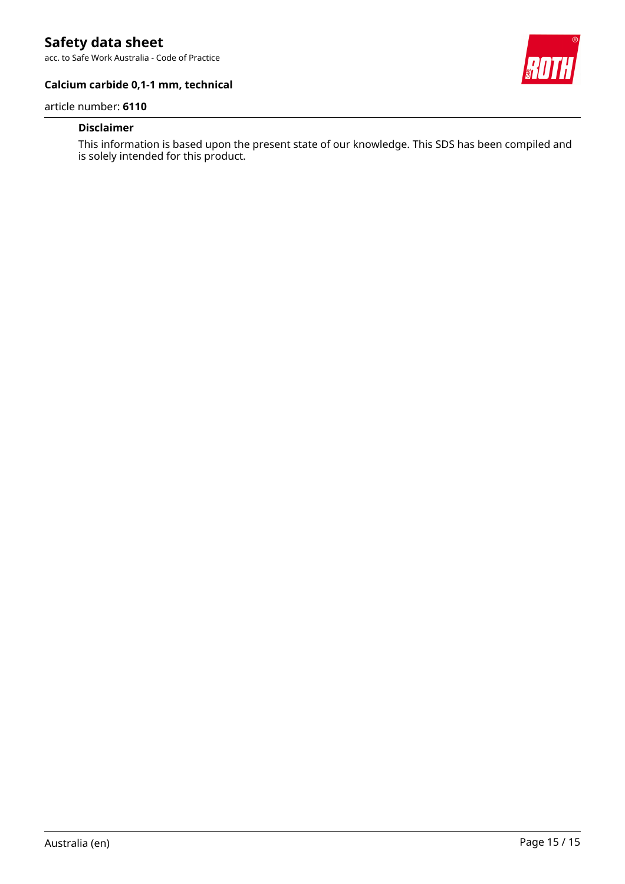### Disclaimer

This information is based upon the present state of our knowledge. This SDS has been compiled and is solely intended for this product.